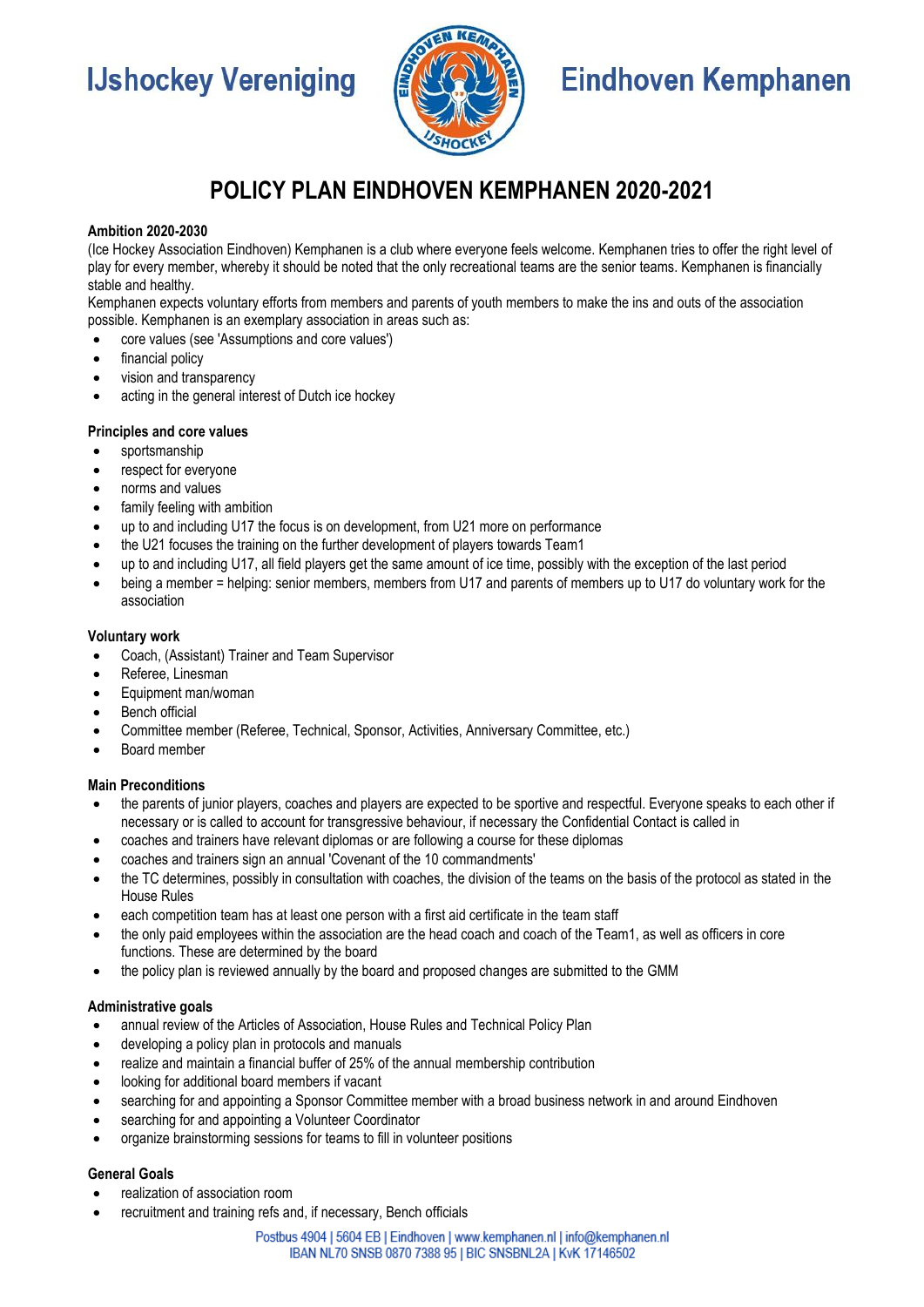IJshockey Vereniging Eindhoven Kemphanen

# POLICY PLAN EINDHOVEN KEMPHANEN 2020-2021

**Ambition 2020-2030**

(Ice Hockey Association Eindhoven) Kemphanen is a club where everyone feels welcome. Kemphanen tries to offer the right level of play for every member, whereby it should be noted that the only recreational teams are the senior teams. Kemphanen is financially stable and healthy.

Kemphanen expects voluntary efforts from members and parents of youth members to make the ins and outs of the association possible. Kemphanen is an exemplary association in areas such as:

- core values (see 'Assumptions and core values')
- financial policy
- vision and transparency
- acting in the general interest of Dutch ice hockey

**Principles and core values**

- sportsmanship
- respect for everyone
- norms and values
- family feeling with ambition
- up to and including U17 the focus is on development, from U21 more on performance
- the U21 focuses the training on the further development of players towards Team1
- up to and including U17, all field players get the same amount of ice time, possibly with the exception of the last period
- being a member = helping: senior members, members from U17 and parents of members up to U17 do voluntary work for the association

**Voluntary work**

- Coach, (Assistant) Trainer and Team Supervisor
- Referee, Linesman
- Equipment man/woman
- Bench official
- Committee member (Referee, Technical, Sponsor, Activities, Anniversary Committee, etc.)
- Board member

**Main Preconditions**

- the parents of junior players, coaches and players are expected to be sportive and respectful. Everyone speaks to each other if necessary or is called to account for transgressive behaviour, if necessary the Confidential Contact is called in
- coaches and trainers have relevant diplomas or are following a course for these diplomas
- coaches and trainers sign an annual 'Covenant of the 10 commandments'
- the TC determines, possibly in consultation with coaches, the division of the teams on the basis of the protocol as stated in the House Rules
- each competition team has at least one person with a first aid certificate in the team staff
- the only paid employees within the association are the head coach and coach of the Team1, as well as officers in core functions. These are determined by the board
- the policy plan is reviewed annually by the board and proposed changes are submitted to the GMM

**Administrative goals**

- annual review of the Articles of Association, House Rules and Technical Policy Plan
- developing a policy plan in protocols and manuals
- realize and maintain a financial buffer of 25% of the annual membership contribution
- looking for additional board members if vacant
- searching for and appointing a Sponsor Committee member with a broad business network in and around Eindhoven
- searching for and appointing a Volunteer Coordinator
- organize brainstorming sessions for teams to fill in volunteer positions

**General Goals**

- realization of association room
- recruitment and training refs and, if necessary, Bench officials

Postbus 4904 | 5604 EB | Eindhoven | www.kemphanen.nl | info@kemphanen.nl
IBAN NL70 SNSB 0870 7388 95 | BIC SNSBNL2A | KvK 17146502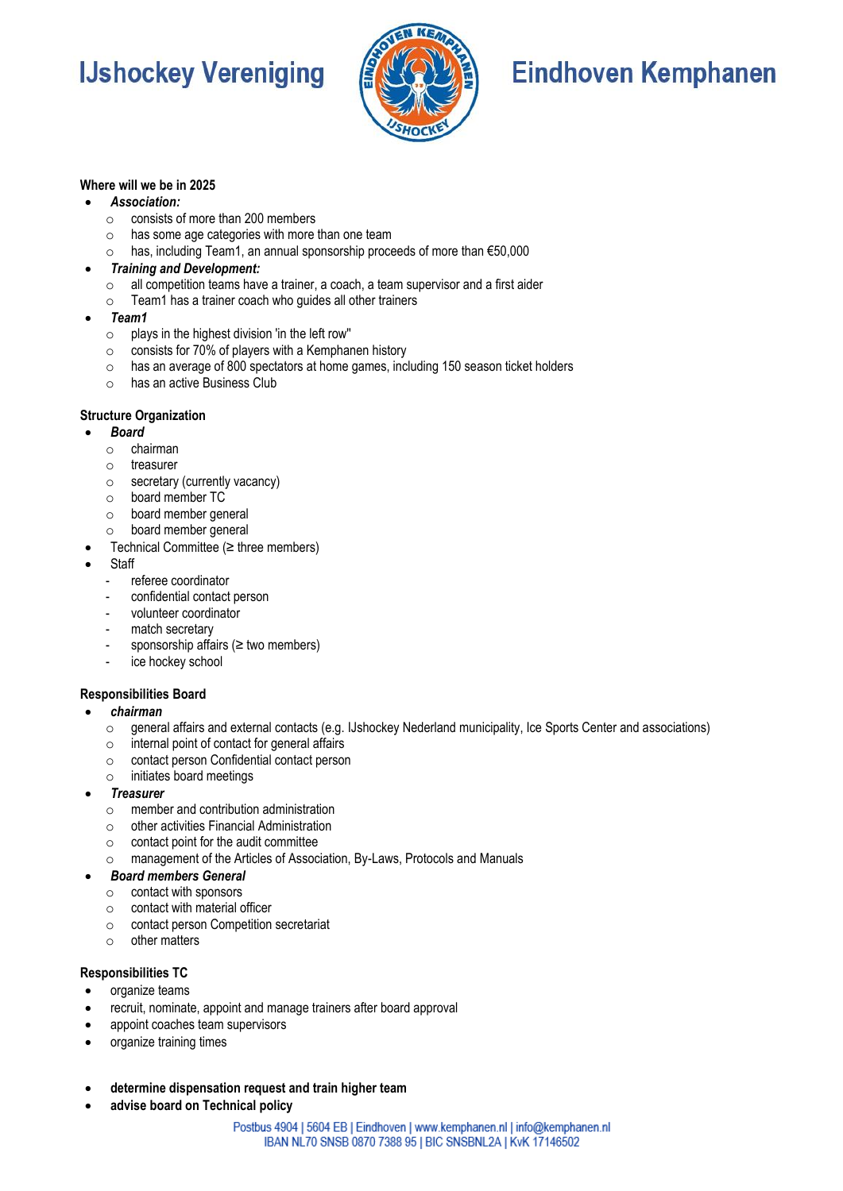# IJshockey Vereniging Eindhoven Kemphanen

**Where will we be in 2025**

- ***Association:***
  - consists of more than 200 members
  - has some age categories with more than one team
  - has, including Team1, an annual sponsorship proceeds of more than €50,000
- ***Training and Development:***
  - all competition teams have a trainer, a coach, a team supervisor and a first aider
  - Team1 has a trainer coach who guides all other trainers
- ***Team1***
  - plays in the highest division 'in the left row"
  - consists for 70% of players with a Kemphanen history
  - has an average of 800 spectators at home games, including 150 season ticket holders
  - has an active Business Club

**Structure Organization**

- ***Board***
  - chairman
  - treasurer
  - secretary (currently vacancy)
  - board member TC
  - board member general
  - board member general
- Technical Committee (≥ three members)
- Staff
  - referee coordinator
  - confidential contact person
  - volunteer coordinator
  - match secretary
  - sponsorship affairs (≥ two members)
  - ice hockey school

**Responsibilities Board**

- ***chairman***
  - general affairs and external contacts (e.g. IJshockey Nederland municipality, Ice Sports Center and associations)
  - internal point of contact for general affairs
  - contact person Confidential contact person
  - initiates board meetings
- ***Treasurer***
  - member and contribution administration
  - other activities Financial Administration
  - contact point for the audit committee
  - management of the Articles of Association, By-Laws, Protocols and Manuals
- ***Board members General***
  - contact with sponsors
  - contact with material officer
  - contact person Competition secretariat
  - other matters

**Responsibilities TC**

- organize teams
- recruit, nominate, appoint and manage trainers after board approval
- appoint coaches team supervisors
- organize training times

- **determine dispensation request and train higher team**
- **advise board on Technical policy**

Postbus 4904 | 5604 EB | Eindhoven | www.kemphanen.nl | info@kemphanen.nl
IBAN NL70 SNSB 0870 7388 95 | BIC SNSBNL2A | KvK 17146502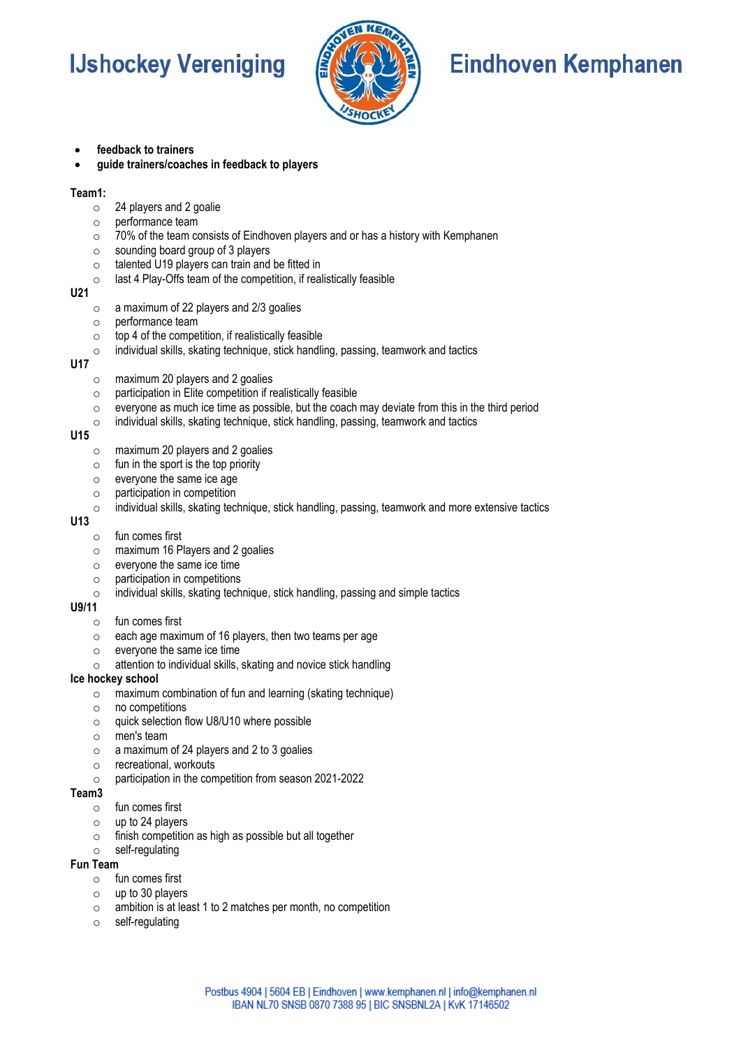- **feedback to trainers**
- **guide trainers/coaches in feedback to players**

**Team1:**

- 24 players and 2 goalie
- performance team
- 70% of the team consists of Eindhoven players and or has a history with Kemphanen
- sounding board group of 3 players
- talented U19 players can train and be fitted in
- last 4 Play-Offs team of the competition, if realistically feasible

**U21**

- a maximum of 22 players and 2/3 goalies
- performance team
- top 4 of the competition, if realistically feasible
- individual skills, skating technique, stick handling, passing, teamwork and tactics

**U17**

- maximum 20 players and 2 goalies
- participation in Elite competition if realistically feasible
- everyone as much ice time as possible, but the coach may deviate from this in the third period
- individual skills, skating technique, stick handling, passing, teamwork and tactics

**U15**

- maximum 20 players and 2 goalies
- fun in the sport is the top priority
- everyone the same ice age
- participation in competition
- individual skills, skating technique, stick handling, passing, teamwork and more extensive tactics

**U13**

- fun comes first
- maximum 16 Players and 2 goalies
- everyone the same ice time
- participation in competitions
- individual skills, skating technique, stick handling, passing and simple tactics

**U9/11**

- fun comes first
- each age maximum of 16 players, then two teams per age
- everyone the same ice time
- attention to individual skills, skating and novice stick handling

**Ice hockey school**

- maximum combination of fun and learning (skating technique)
- no competitions
- quick selection flow U8/U10 where possible
- men's team
- a maximum of 24 players and 2 to 3 goalies
- recreational, workouts
- participation in the competition from season 2021-2022

**Team3**

- fun comes first
- up to 24 players
- finish competition as high as possible but all together
- self-regulating

**Fun Team**

- fun comes first
- up to 30 players
- ambition is at least 1 to 2 matches per month, no competition
- self-regulating